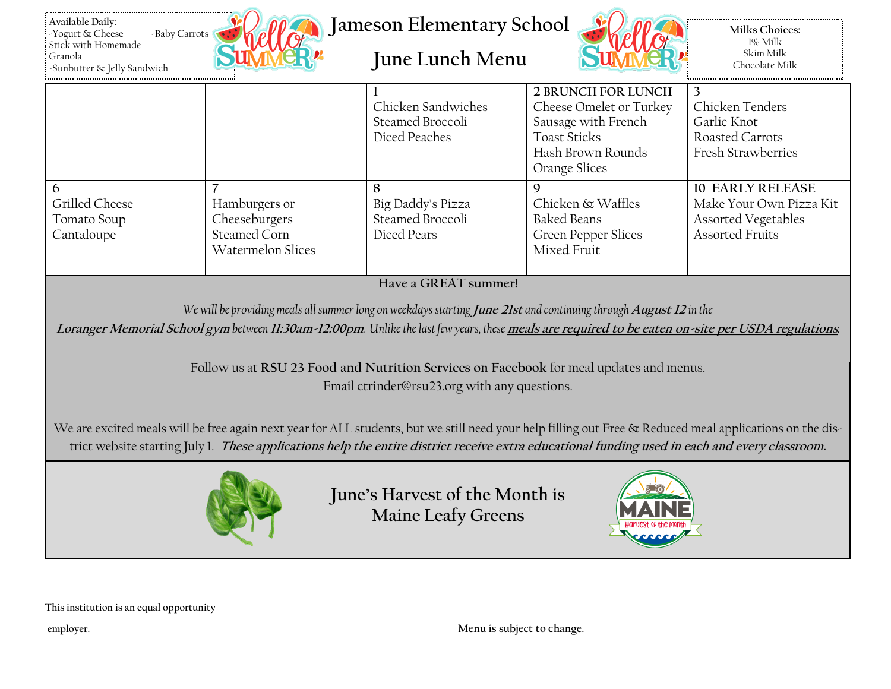# Jameson Elementary School

## June Lunch Menu

**Available Daily:**
- Yogurt & Cheese Stick with Homemade Granola
- Baby Carrots
- Sunbutter & Jelly Sandwich

**Milks Choices:**
1% Milk
Skim Milk
Chocolate Milk

| | | | | |
|---|---|---|---|---|
| | | 1<br>Chicken Sandwiches<br>Steamed Broccoli<br>Diced Peaches | 2 BRUNCH FOR LUNCH<br>Cheese Omelet or Turkey Sausage with French Toast Sticks<br>Hash Brown Rounds<br>Orange Slices | 3<br>Chicken Tenders<br>Garlic Knot<br>Roasted Carrots<br>Fresh Strawberries |
| 6<br>Grilled Cheese<br>Tomato Soup<br>Cantaloupe | 7<br>Hamburgers or Cheeseburgers<br>Steamed Corn<br>Watermelon Slices | 8<br>Big Daddy's Pizza<br>Steamed Broccoli<br>Diced Pears | 9<br>Chicken & Waffles<br>Baked Beans<br>Green Pepper Slices<br>Mixed Fruit | 10 EARLY RELEASE<br>Make Your Own Pizza Kit<br>Assorted Vegetables<br>Assorted Fruits |

**Have a GREAT summer!**

*We will be providing meals all summer long on weekdays starting **June 21st** and continuing through **August 12** in the **Loranger Memorial School gym** between **11:30am-12:00pm**. Unlike the last few years, these **meals are required to be eaten on-site per USDA regulations**.*

Follow us at **RSU 23 Food and Nutrition Services on Facebook** for meal updates and menus.
Email ctrinder@rsu23.org with any questions.

We are excited meals will be free again next year for ALL students, but we still need your help filling out Free & Reduced meal applications on the district website starting July 1. ***These applications help the entire district receive extra educational funding used in each and every classroom.***

June's Harvest of the Month is
Maine Leafy Greens

This institution is an equal opportunity employer.

Menu is subject to change.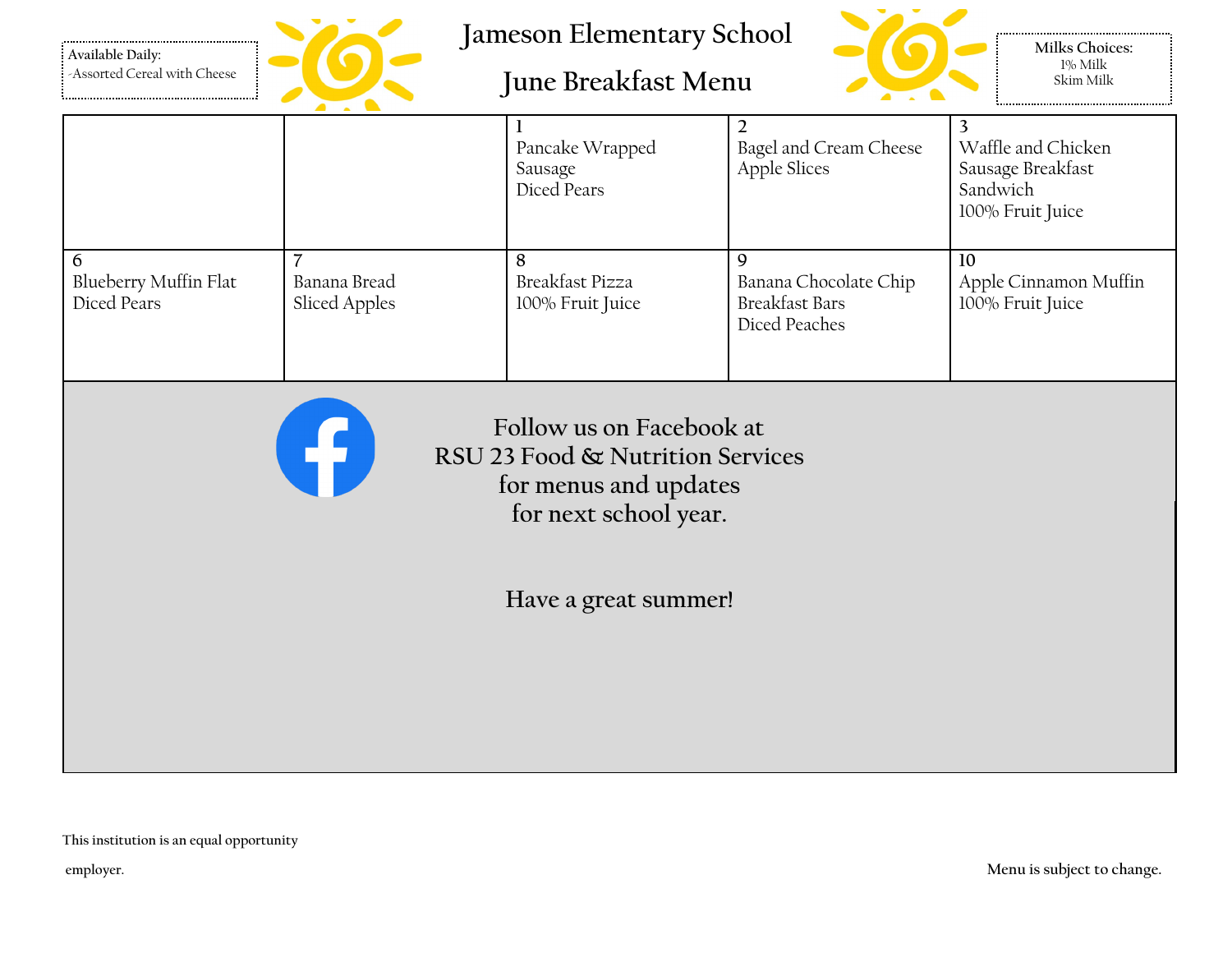**Available Daily:**
-Assorted Cereal with Cheese

# Jameson Elementary School

## June Breakfast Menu

**Milks Choices:**
1% Milk
Skim Milk

| | | | | |
|---|---|---|---|---|
| | | 1<br>Pancake Wrapped Sausage<br>Diced Pears | 2<br>Bagel and Cream Cheese<br>Apple Slices | 3<br>Waffle and Chicken Sausage Breakfast Sandwich<br>100% Fruit Juice |
| 6<br>Blueberry Muffin Flat<br>Diced Pears | 7<br>Banana Bread<br>Sliced Apples | 8<br>Breakfast Pizza<br>100% Fruit Juice | 9<br>Banana Chocolate Chip Breakfast Bars<br>Diced Peaches | 10<br>Apple Cinnamon Muffin<br>100% Fruit Juice |

Follow us on Facebook at
RSU 23 Food & Nutrition Services
for menus and updates
for next school year.

Have a great summer!

This institution is an equal opportunity employer.

Menu is subject to change.